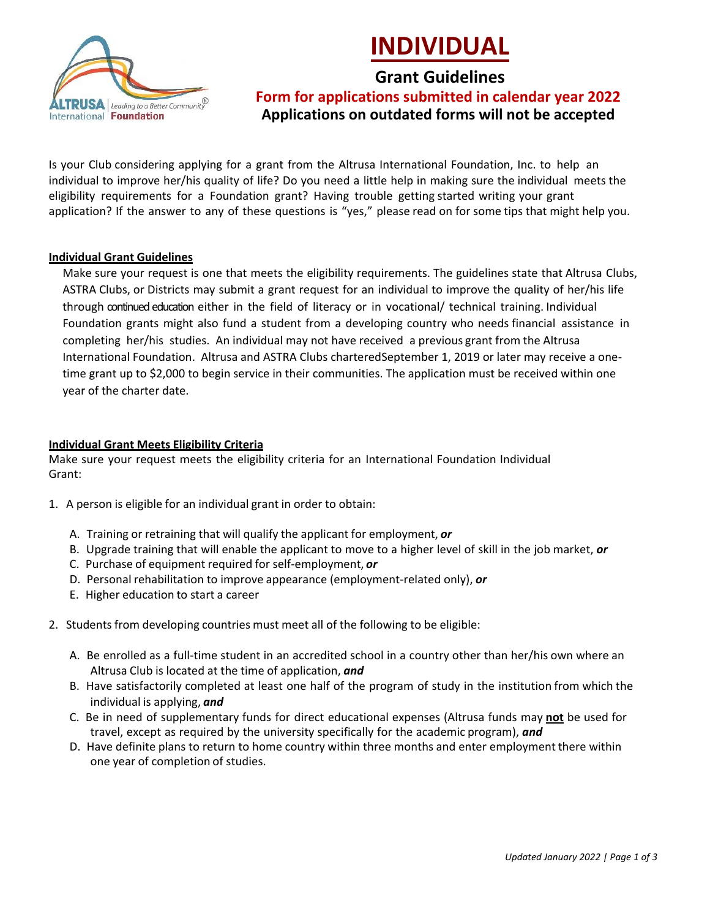# INDIVIDUAL

## Grant Guidelines

**Form for applications submitted in calendar year 2022**

**Applications on outdated forms will not be accepted**

Is your Club considering applying for a grant from the Altrusa International Foundation, Inc. to help an individual to improve her/his quality of life? Do you need a little help in making sure the individual meets the eligibility requirements for a Foundation grant? Having trouble getting started writing your grant application? If the answer to any of these questions is "yes," please read on for some tips that might help you.

### Individual Grant Guidelines

Make sure your request is one that meets the eligibility requirements. The guidelines state that Altrusa Clubs, ASTRA Clubs, or Districts may submit a grant request for an individual to improve the quality of her/his life through continued education either in the field of literacy or in vocational/ technical training. Individual Foundation grants might also fund a student from a developing country who needs financial assistance in completing her/his studies. An individual may not have received a previous grant from the Altrusa International Foundation. Altrusa and ASTRA Clubs charteredSeptember 1, 2019 or later may receive a one-time grant up to $2,000 to begin service in their communities. The application must be received within one year of the charter date.

### Individual Grant Meets Eligibility Criteria

Make sure your request meets the eligibility criteria for an International Foundation Individual Grant:

1. A person is eligible for an individual grant in order to obtain:
   - A. Training or retraining that will qualify the applicant for employment, ***or***
   - B. Upgrade training that will enable the applicant to move to a higher level of skill in the job market, ***or***
   - C. Purchase of equipment required for self-employment, ***or***
   - D. Personal rehabilitation to improve appearance (employment-related only), ***or***
   - E. Higher education to start a career
2. Students from developing countries must meet all of the following to be eligible:
   - A. Be enrolled as a full-time student in an accredited school in a country other than her/his own where an Altrusa Club is located at the time of application, ***and***
   - B. Have satisfactorily completed at least one half of the program of study in the institution from which the individual is applying, ***and***
   - C. Be in need of supplementary funds for direct educational expenses (Altrusa funds may **not** be used for travel, except as required by the university specifically for the academic program), ***and***
   - D. Have definite plans to return to home country within three months and enter employment there within one year of completion of studies.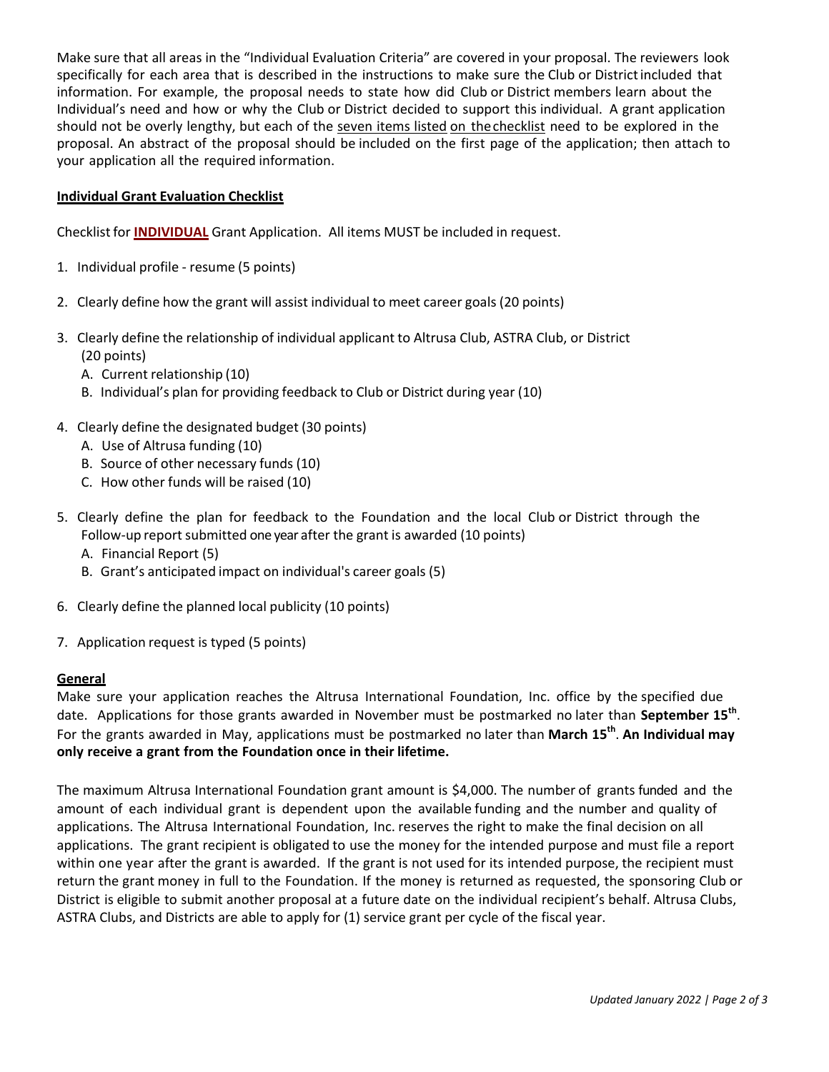Make sure that all areas in the "Individual Evaluation Criteria" are covered in your proposal. The reviewers look specifically for each area that is described in the instructions to make sure the Club or District included that information. For example, the proposal needs to state how did Club or District members learn about the Individual's need and how or why the Club or District decided to support this individual. A grant application should not be overly lengthy, but each of the seven items listed on the checklist need to be explored in the proposal. An abstract of the proposal should be included on the first page of the application; then attach to your application all the required information.

**Individual Grant Evaluation Checklist**

Checklist for **INDIVIDUAL** Grant Application. All items MUST be included in request.

1. Individual profile - resume (5 points)
2. Clearly define how the grant will assist individual to meet career goals (20 points)
3. Clearly define the relationship of individual applicant to Altrusa Club, ASTRA Club, or District (20 points)
   - A. Current relationship (10)
   - B. Individual's plan for providing feedback to Club or District during year (10)
4. Clearly define the designated budget (30 points)
   - A. Use of Altrusa funding (10)
   - B. Source of other necessary funds (10)
   - C. How other funds will be raised (10)
5. Clearly define the plan for feedback to the Foundation and the local Club or District through the Follow-up report submitted one year after the grant is awarded (10 points)
   - A. Financial Report (5)
   - B. Grant's anticipated impact on individual's career goals (5)
6. Clearly define the planned local publicity (10 points)
7. Application request is typed (5 points)

**General**

Make sure your application reaches the Altrusa International Foundation, Inc. office by the specified due date. Applications for those grants awarded in November must be postmarked no later than **September 15th**. For the grants awarded in May, applications must be postmarked no later than **March 15th**. **An Individual may only receive a grant from the Foundation once in their lifetime.**

The maximum Altrusa International Foundation grant amount is $4,000. The number of grants funded and the amount of each individual grant is dependent upon the available funding and the number and quality of applications. The Altrusa International Foundation, Inc. reserves the right to make the final decision on all applications. The grant recipient is obligated to use the money for the intended purpose and must file a report within one year after the grant is awarded. If the grant is not used for its intended purpose, the recipient must return the grant money in full to the Foundation. If the money is returned as requested, the sponsoring Club or District is eligible to submit another proposal at a future date on the individual recipient's behalf. Altrusa Clubs, ASTRA Clubs, and Districts are able to apply for (1) service grant per cycle of the fiscal year.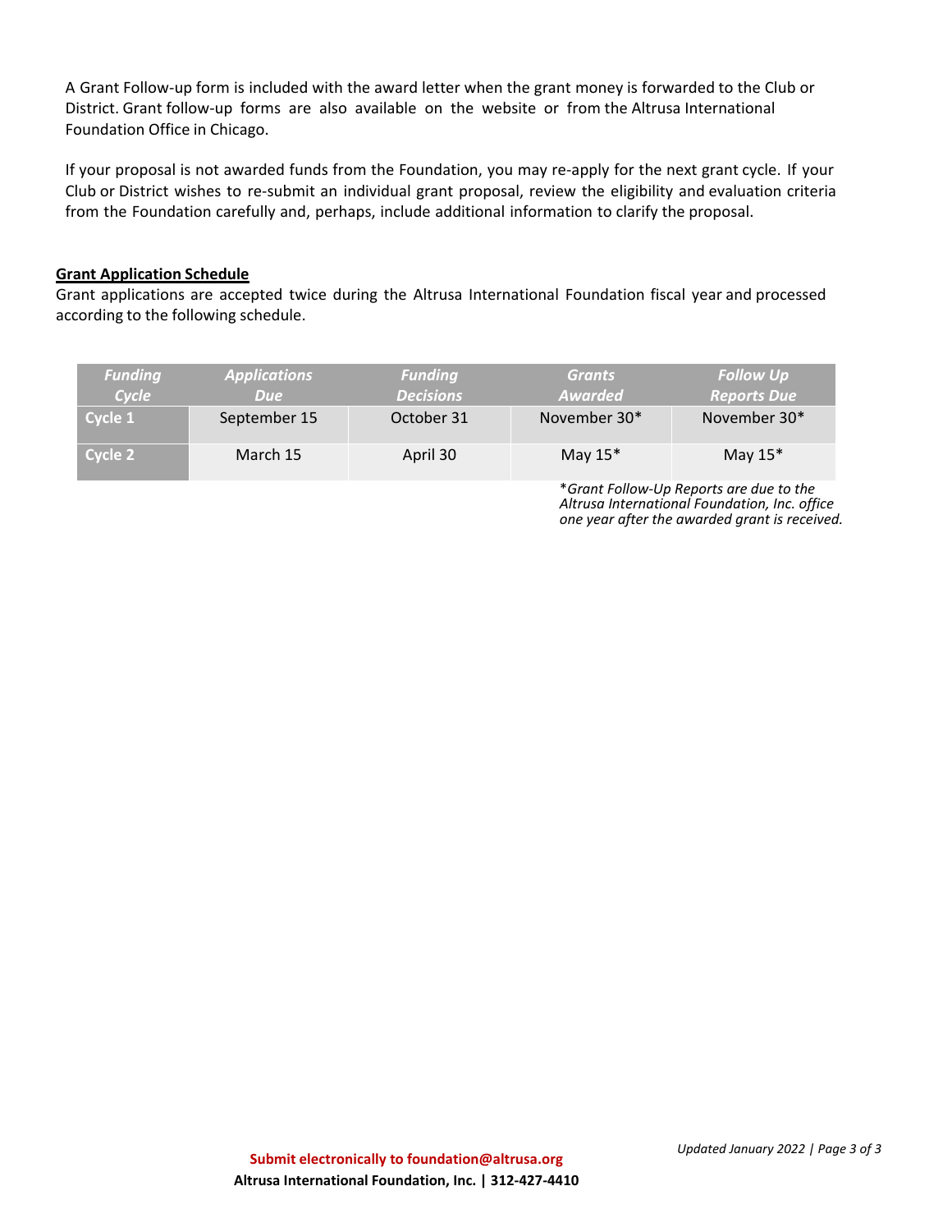A Grant Follow-up form is included with the award letter when the grant money is forwarded to the Club or District. Grant follow-up forms are also available on the website or from the Altrusa International Foundation Office in Chicago.

If your proposal is not awarded funds from the Foundation, you may re-apply for the next grant cycle. If your Club or District wishes to re-submit an individual grant proposal, review the eligibility and evaluation criteria from the Foundation carefully and, perhaps, include additional information to clarify the proposal.

**Grant Application Schedule**

Grant applications are accepted twice during the Altrusa International Foundation fiscal year and processed according to the following schedule.

| *Funding Cycle* | *Applications Due* | *Funding Decisions* | *Grants Awarded* | *Follow Up Reports Due* |
|---|---|---|---|---|
| Cycle 1 | September 15 | October 31 | November 30* | November 30* |
| Cycle 2 | March 15 | April 30 | May 15* | May 15* |

*\*Grant Follow-Up Reports are due to the Altrusa International Foundation, Inc. office one year after the awarded grant is received.*

*Updated January 2022*

**Submit electronically to foundation@altrusa.org**

**Altrusa International Foundation, Inc. | 312-427-4410**